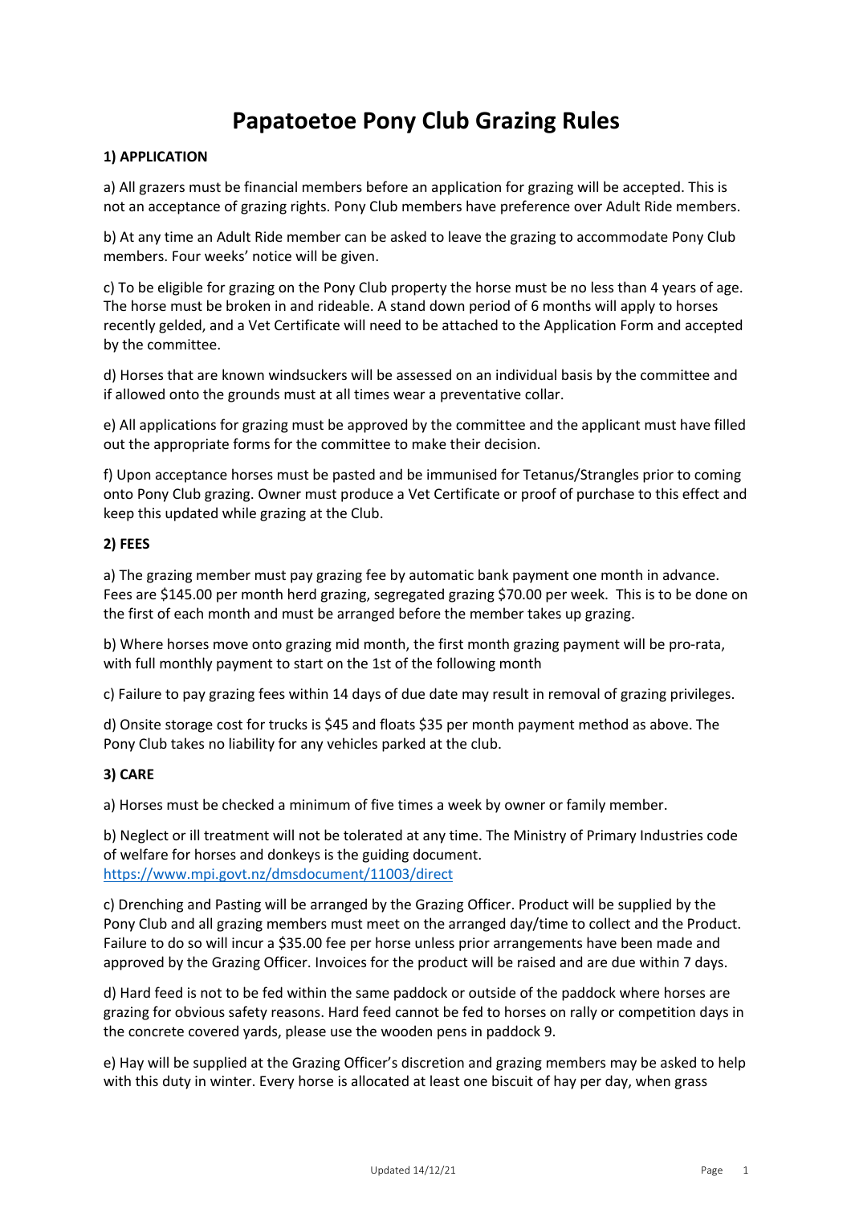# Papatoetoe Pony Club Grazing Rules

**1) APPLICATION**

a) All grazers must be financial members before an application for grazing will be accepted. This is not an acceptance of grazing rights. Pony Club members have preference over Adult Ride members.

b) At any time an Adult Ride member can be asked to leave the grazing to accommodate Pony Club members. Four weeks' notice will be given.

c) To be eligible for grazing on the Pony Club property the horse must be no less than 4 years of age. The horse must be broken in and rideable. A stand down period of 6 months will apply to horses recently gelded, and a Vet Certificate will need to be attached to the Application Form and accepted by the committee.

d) Horses that are known windsuckers will be assessed on an individual basis by the committee and if allowed onto the grounds must at all times wear a preventative collar.

e) All applications for grazing must be approved by the committee and the applicant must have filled out the appropriate forms for the committee to make their decision.

f) Upon acceptance horses must be pasted and be immunised for Tetanus/Strangles prior to coming onto Pony Club grazing. Owner must produce a Vet Certificate or proof of purchase to this effect and keep this updated while grazing at the Club.

**2) FEES**

a) The grazing member must pay grazing fee by automatic bank payment one month in advance. Fees are $145.00 per month herd grazing, segregated grazing $70.00 per week. This is to be done on the first of each month and must be arranged before the member takes up grazing.

b) Where horses move onto grazing mid month, the first month grazing payment will be pro-rata, with full monthly payment to start on the 1st of the following month

c) Failure to pay grazing fees within 14 days of due date may result in removal of grazing privileges.

d) Onsite storage cost for trucks is $45 and floats $35 per month payment method as above. The Pony Club takes no liability for any vehicles parked at the club.

**3) CARE**

a) Horses must be checked a minimum of five times a week by owner or family member.

b) Neglect or ill treatment will not be tolerated at any time. The Ministry of Primary Industries code of welfare for horses and donkeys is the guiding document. https://www.mpi.govt.nz/dmsdocument/11003/direct

c) Drenching and Pasting will be arranged by the Grazing Officer. Product will be supplied by the Pony Club and all grazing members must meet on the arranged day/time to collect and the Product. Failure to do so will incur a $35.00 fee per horse unless prior arrangements have been made and approved by the Grazing Officer. Invoices for the product will be raised and are due within 7 days.

d) Hard feed is not to be fed within the same paddock or outside of the paddock where horses are grazing for obvious safety reasons. Hard feed cannot be fed to horses on rally or competition days in the concrete covered yards, please use the wooden pens in paddock 9.

e) Hay will be supplied at the Grazing Officer's discretion and grazing members may be asked to help with this duty in winter. Every horse is allocated at least one biscuit of hay per day, when grass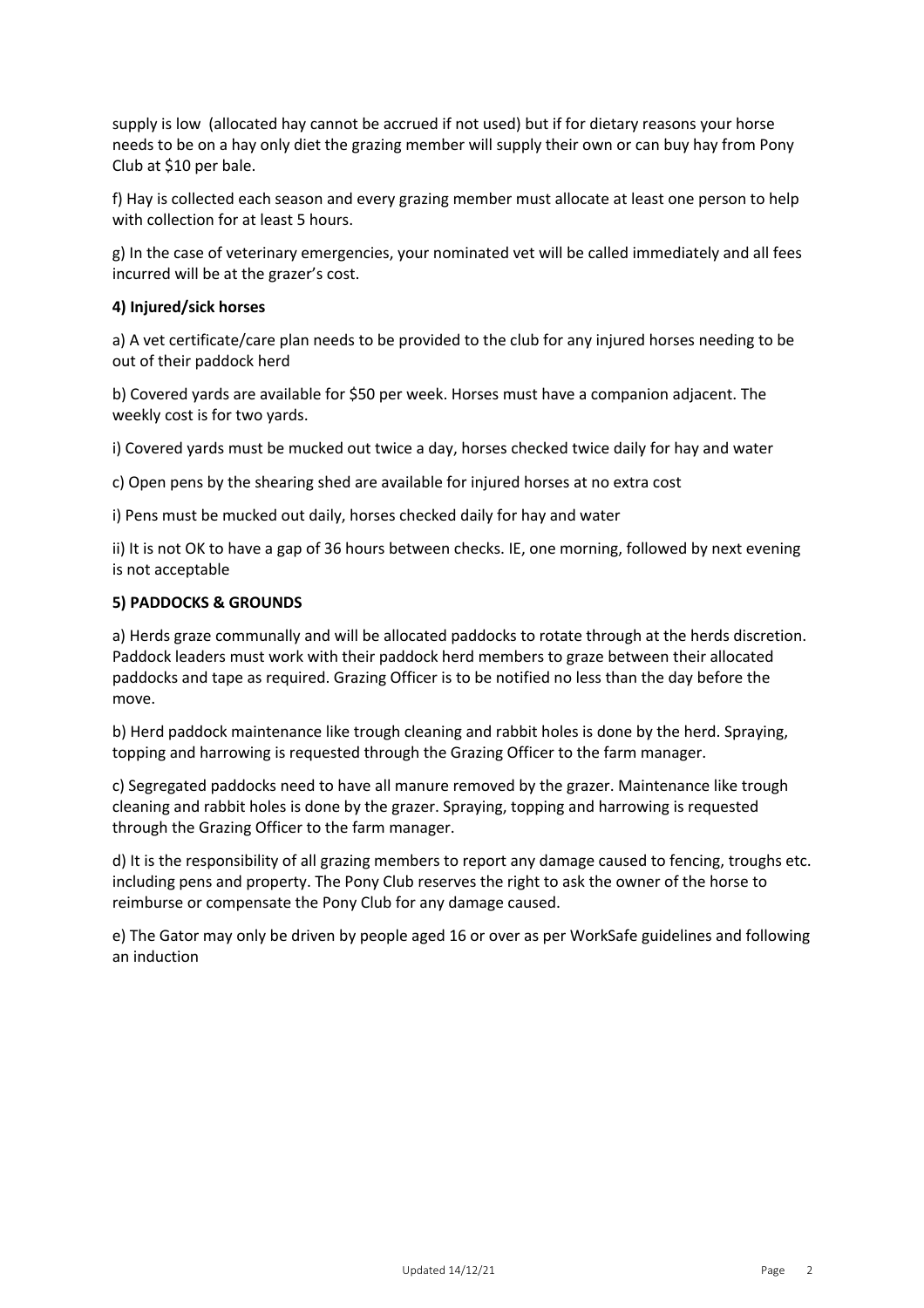supply is low (allocated hay cannot be accrued if not used) but if for dietary reasons your horse needs to be on a hay only diet the grazing member will supply their own or can buy hay from Pony Club at $10 per bale.

f) Hay is collected each season and every grazing member must allocate at least one person to help with collection for at least 5 hours.

g) In the case of veterinary emergencies, your nominated vet will be called immediately and all fees incurred will be at the grazer's cost.

**4) Injured/sick horses**

a) A vet certificate/care plan needs to be provided to the club for any injured horses needing to be out of their paddock herd

b) Covered yards are available for $50 per week. Horses must have a companion adjacent. The weekly cost is for two yards.

i) Covered yards must be mucked out twice a day, horses checked twice daily for hay and water

c) Open pens by the shearing shed are available for injured horses at no extra cost

i) Pens must be mucked out daily, horses checked daily for hay and water

ii) It is not OK to have a gap of 36 hours between checks. IE, one morning, followed by next evening is not acceptable

**5) PADDOCKS & GROUNDS**

a) Herds graze communally and will be allocated paddocks to rotate through at the herds discretion. Paddock leaders must work with their paddock herd members to graze between their allocated paddocks and tape as required. Grazing Officer is to be notified no less than the day before the move.

b) Herd paddock maintenance like trough cleaning and rabbit holes is done by the herd. Spraying, topping and harrowing is requested through the Grazing Officer to the farm manager.

c) Segregated paddocks need to have all manure removed by the grazer. Maintenance like trough cleaning and rabbit holes is done by the grazer. Spraying, topping and harrowing is requested through the Grazing Officer to the farm manager.

d) It is the responsibility of all grazing members to report any damage caused to fencing, troughs etc. including pens and property. The Pony Club reserves the right to ask the owner of the horse to reimburse or compensate the Pony Club for any damage caused.

e) The Gator may only be driven by people aged 16 or over as per WorkSafe guidelines and following an induction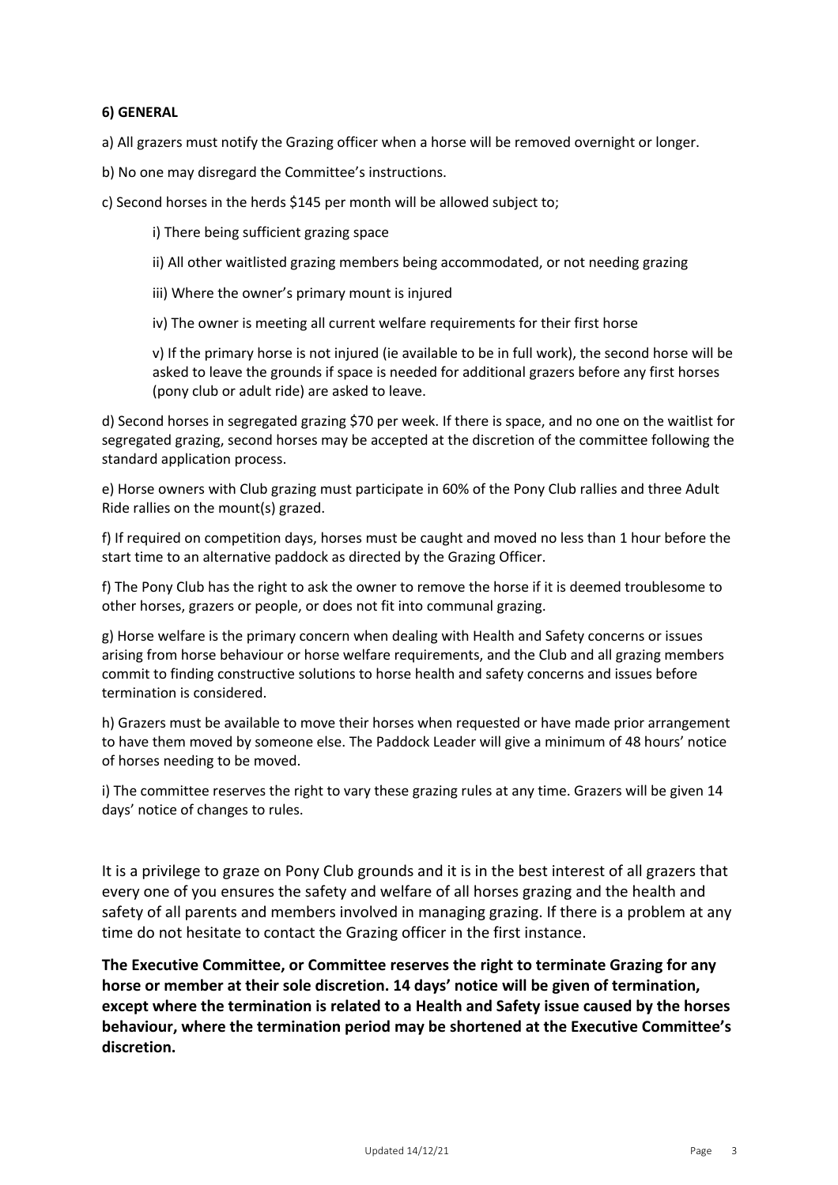**6) GENERAL**

a) All grazers must notify the Grazing officer when a horse will be removed overnight or longer.

b) No one may disregard the Committee's instructions.

c) Second horses in the herds $145 per month will be allowed subject to;

i) There being sufficient grazing space

ii) All other waitlisted grazing members being accommodated, or not needing grazing

iii) Where the owner's primary mount is injured

iv) The owner is meeting all current welfare requirements for their first horse

v) If the primary horse is not injured (ie available to be in full work), the second horse will be asked to leave the grounds if space is needed for additional grazers before any first horses (pony club or adult ride) are asked to leave.

d) Second horses in segregated grazing $70 per week. If there is space, and no one on the waitlist for segregated grazing, second horses may be accepted at the discretion of the committee following the standard application process.

e) Horse owners with Club grazing must participate in 60% of the Pony Club rallies and three Adult Ride rallies on the mount(s) grazed.

f) If required on competition days, horses must be caught and moved no less than 1 hour before the start time to an alternative paddock as directed by the Grazing Officer.

f) The Pony Club has the right to ask the owner to remove the horse if it is deemed troublesome to other horses, grazers or people, or does not fit into communal grazing.

g) Horse welfare is the primary concern when dealing with Health and Safety concerns or issues arising from horse behaviour or horse welfare requirements, and the Club and all grazing members commit to finding constructive solutions to horse health and safety concerns and issues before termination is considered.

h) Grazers must be available to move their horses when requested or have made prior arrangement to have them moved by someone else. The Paddock Leader will give a minimum of 48 hours' notice of horses needing to be moved.

i) The committee reserves the right to vary these grazing rules at any time. Grazers will be given 14 days' notice of changes to rules.

It is a privilege to graze on Pony Club grounds and it is in the best interest of all grazers that every one of you ensures the safety and welfare of all horses grazing and the health and safety of all parents and members involved in managing grazing. If there is a problem at any time do not hesitate to contact the Grazing officer in the first instance.

**The Executive Committee, or Committee reserves the right to terminate Grazing for any horse or member at their sole discretion. 14 days' notice will be given of termination, except where the termination is related to a Health and Safety issue caused by the horses behaviour, where the termination period may be shortened at the Executive Committee's discretion.**